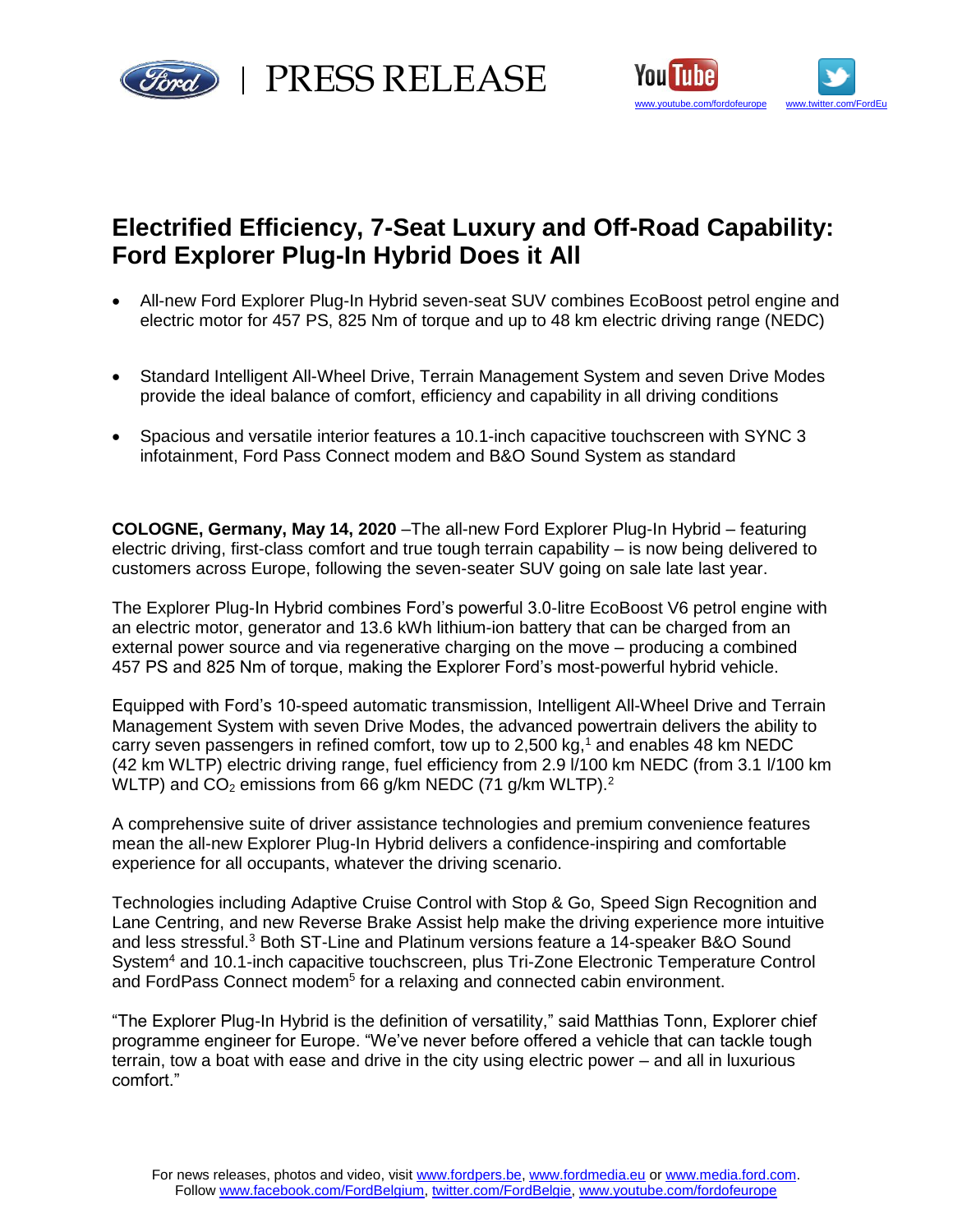PRESS RELEASE

# Electrified Efficiency, 7-Seat Luxury and Off-Road Capability: Ford Explorer Plug-In Hybrid Does it All

- All-new Ford Explorer Plug-In Hybrid seven-seat SUV combines EcoBoost petrol engine and electric motor for 457 PS, 825 Nm of torque and up to 48 km electric driving range (NEDC)

- Standard Intelligent All-Wheel Drive, Terrain Management System and seven Drive Modes provide the ideal balance of comfort, efficiency and capability in all driving conditions

- Spacious and versatile interior features a 10.1-inch capacitive touchscreen with SYNC 3 infotainment, Ford Pass Connect modem and B&O Sound System as standard

**COLOGNE, Germany, May 14, 2020** –The all-new Ford Explorer Plug-In Hybrid – featuring electric driving, first-class comfort and true tough terrain capability – is now being delivered to customers across Europe, following the seven-seater SUV going on sale late last year.

The Explorer Plug-In Hybrid combines Ford's powerful 3.0-litre EcoBoost V6 petrol engine with an electric motor, generator and 13.6 kWh lithium-ion battery that can be charged from an external power source and via regenerative charging on the move – producing a combined 457 PS and 825 Nm of torque, making the Explorer Ford's most-powerful hybrid vehicle.

Equipped with Ford's 10-speed automatic transmission, Intelligent All-Wheel Drive and Terrain Management System with seven Drive Modes, the advanced powertrain delivers the ability to carry seven passengers in refined comfort, tow up to 2,500 kg,[1] and enables 48 km NEDC (42 km WLTP) electric driving range, fuel efficiency from 2.9 l/100 km NEDC (from 3.1 l/100 km WLTP) and $CO_2$ emissions from 66 g/km NEDC (71 g/km WLTP).[2]

A comprehensive suite of driver assistance technologies and premium convenience features mean the all-new Explorer Plug-In Hybrid delivers a confidence-inspiring and comfortable experience for all occupants, whatever the driving scenario.

Technologies including Adaptive Cruise Control with Stop & Go, Speed Sign Recognition and Lane Centring, and new Reverse Brake Assist help make the driving experience more intuitive and less stressful.[3] Both ST-Line and Platinum versions feature a 14-speaker B&O Sound System[4] and 10.1-inch capacitive touchscreen, plus Tri-Zone Electronic Temperature Control and FordPass Connect modem[5] for a relaxing and connected cabin environment.

"The Explorer Plug-In Hybrid is the definition of versatility," said Matthias Tonn, Explorer chief programme engineer for Europe. "We've never before offered a vehicle that can tackle tough terrain, tow a boat with ease and drive in the city using electric power – and all in luxurious comfort."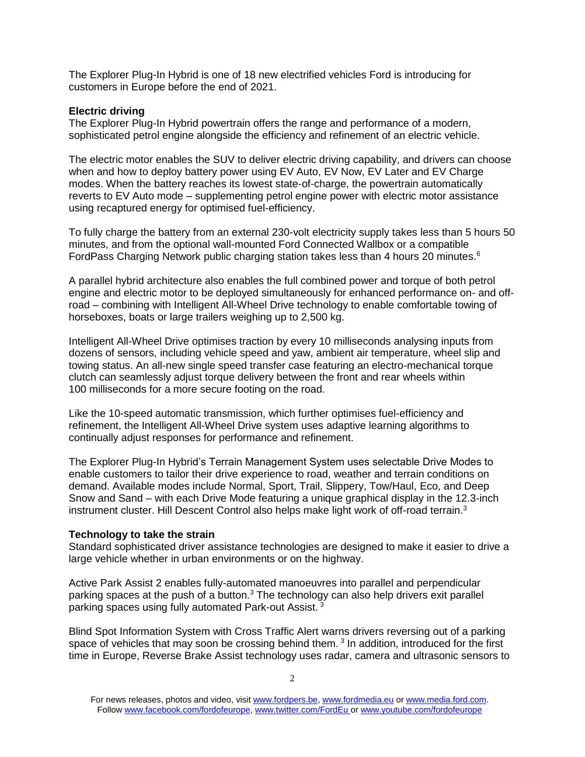The Explorer Plug-In Hybrid is one of 18 new electrified vehicles Ford is introducing for customers in Europe before the end of 2021.

**Electric driving**

The Explorer Plug-In Hybrid powertrain offers the range and performance of a modern, sophisticated petrol engine alongside the efficiency and refinement of an electric vehicle.

The electric motor enables the SUV to deliver electric driving capability, and drivers can choose when and how to deploy battery power using EV Auto, EV Now, EV Later and EV Charge modes. When the battery reaches its lowest state-of-charge, the powertrain automatically reverts to EV Auto mode – supplementing petrol engine power with electric motor assistance using recaptured energy for optimised fuel-efficiency.

To fully charge the battery from an external 230-volt electricity supply takes less than 5 hours 50 minutes, and from the optional wall-mounted Ford Connected Wallbox or a compatible FordPass Charging Network public charging station takes less than 4 hours 20 minutes.[6]

A parallel hybrid architecture also enables the full combined power and torque of both petrol engine and electric motor to be deployed simultaneously for enhanced performance on- and off-road – combining with Intelligent All-Wheel Drive technology to enable comfortable towing of horseboxes, boats or large trailers weighing up to 2,500 kg.

Intelligent All-Wheel Drive optimises traction by every 10 milliseconds analysing inputs from dozens of sensors, including vehicle speed and yaw, ambient air temperature, wheel slip and towing status. An all-new single speed transfer case featuring an electro-mechanical torque clutch can seamlessly adjust torque delivery between the front and rear wheels within 100 milliseconds for a more secure footing on the road.

Like the 10-speed automatic transmission, which further optimises fuel-efficiency and refinement, the Intelligent All-Wheel Drive system uses adaptive learning algorithms to continually adjust responses for performance and refinement.

The Explorer Plug-In Hybrid's Terrain Management System uses selectable Drive Modes to enable customers to tailor their drive experience to road, weather and terrain conditions on demand. Available modes include Normal, Sport, Trail, Slippery, Tow/Haul, Eco, and Deep Snow and Sand – with each Drive Mode featuring a unique graphical display in the 12.3-inch instrument cluster. Hill Descent Control also helps make light work of off-road terrain.[3]

**Technology to take the strain**

Standard sophisticated driver assistance technologies are designed to make it easier to drive a large vehicle whether in urban environments or on the highway.

Active Park Assist 2 enables fully-automated manoeuvres into parallel and perpendicular parking spaces at the push of a button.[3] The technology can also help drivers exit parallel parking spaces using fully automated Park-out Assist.[3]

Blind Spot Information System with Cross Traffic Alert warns drivers reversing out of a parking space of vehicles that may soon be crossing behind them.[3] In addition, introduced for the first time in Europe, Reverse Brake Assist technology uses radar, camera and ultrasonic sensors to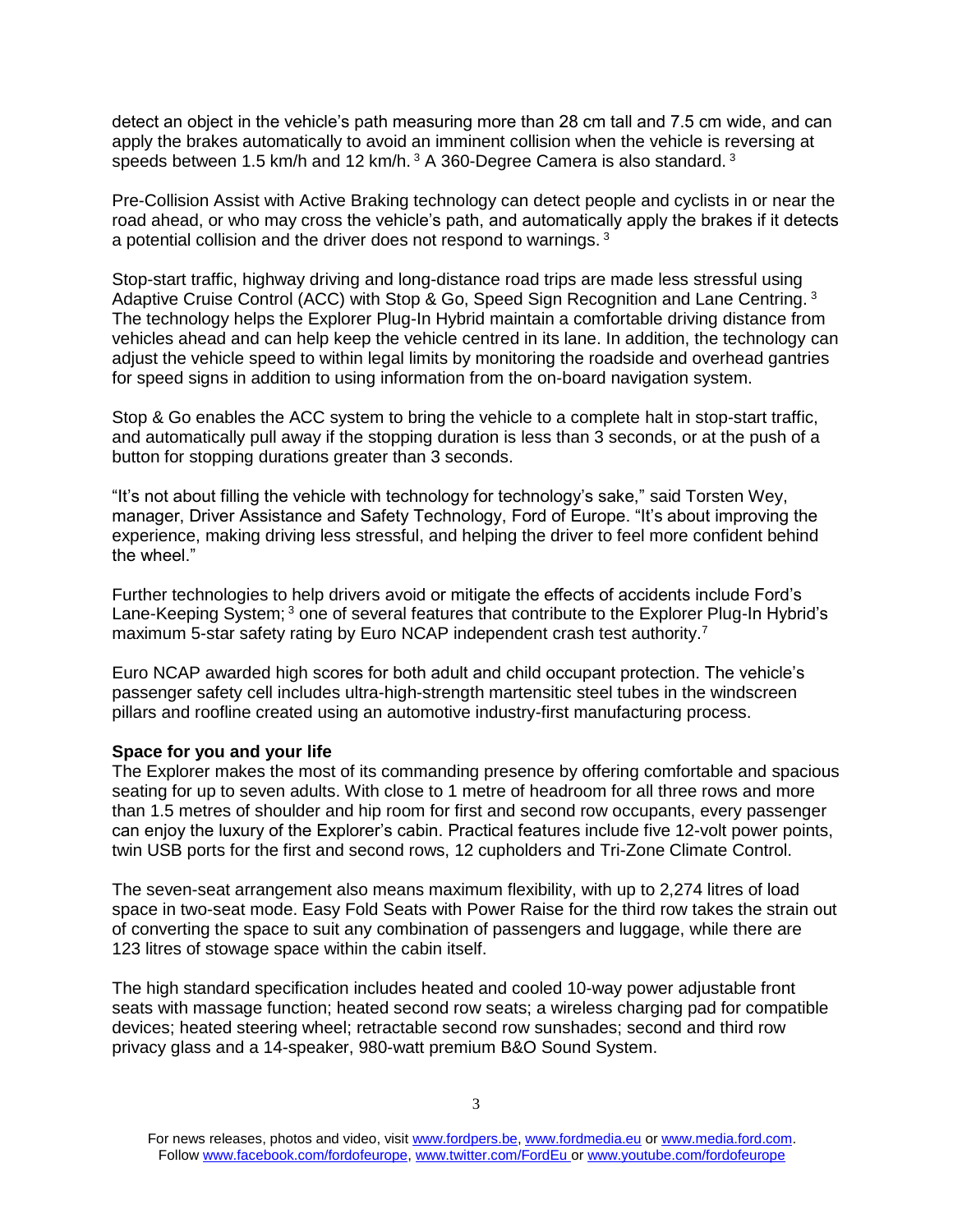detect an object in the vehicle's path measuring more than 28 cm tall and 7.5 cm wide, and can apply the brakes automatically to avoid an imminent collision when the vehicle is reversing at speeds between 1.5 km/h and 12 km/h. [3] A 360-Degree Camera is also standard. [3]

Pre-Collision Assist with Active Braking technology can detect people and cyclists in or near the road ahead, or who may cross the vehicle's path, and automatically apply the brakes if it detects a potential collision and the driver does not respond to warnings. [3]

Stop-start traffic, highway driving and long-distance road trips are made less stressful using Adaptive Cruise Control (ACC) with Stop & Go, Speed Sign Recognition and Lane Centring. [3] The technology helps the Explorer Plug-In Hybrid maintain a comfortable driving distance from vehicles ahead and can help keep the vehicle centred in its lane. In addition, the technology can adjust the vehicle speed to within legal limits by monitoring the roadside and overhead gantries for speed signs in addition to using information from the on-board navigation system.

Stop & Go enables the ACC system to bring the vehicle to a complete halt in stop-start traffic, and automatically pull away if the stopping duration is less than 3 seconds, or at the push of a button for stopping durations greater than 3 seconds.

"It's not about filling the vehicle with technology for technology's sake," said Torsten Wey, manager, Driver Assistance and Safety Technology, Ford of Europe. "It's about improving the experience, making driving less stressful, and helping the driver to feel more confident behind the wheel."

Further technologies to help drivers avoid or mitigate the effects of accidents include Ford's Lane-Keeping System; [3] one of several features that contribute to the Explorer Plug-In Hybrid's maximum 5-star safety rating by Euro NCAP independent crash test authority. [7]

Euro NCAP awarded high scores for both adult and child occupant protection. The vehicle's passenger safety cell includes ultra-high-strength martensitic steel tubes in the windscreen pillars and roofline created using an automotive industry-first manufacturing process.

**Space for you and your life**

The Explorer makes the most of its commanding presence by offering comfortable and spacious seating for up to seven adults. With close to 1 metre of headroom for all three rows and more than 1.5 metres of shoulder and hip room for first and second row occupants, every passenger can enjoy the luxury of the Explorer's cabin. Practical features include five 12-volt power points, twin USB ports for the first and second rows, 12 cupholders and Tri-Zone Climate Control.

The seven-seat arrangement also means maximum flexibility, with up to 2,274 litres of load space in two-seat mode. Easy Fold Seats with Power Raise for the third row takes the strain out of converting the space to suit any combination of passengers and luggage, while there are 123 litres of stowage space within the cabin itself.

The high standard specification includes heated and cooled 10-way power adjustable front seats with massage function; heated second row seats; a wireless charging pad for compatible devices; heated steering wheel; retractable second row sunshades; second and third row privacy glass and a 14-speaker, 980-watt premium B&O Sound System.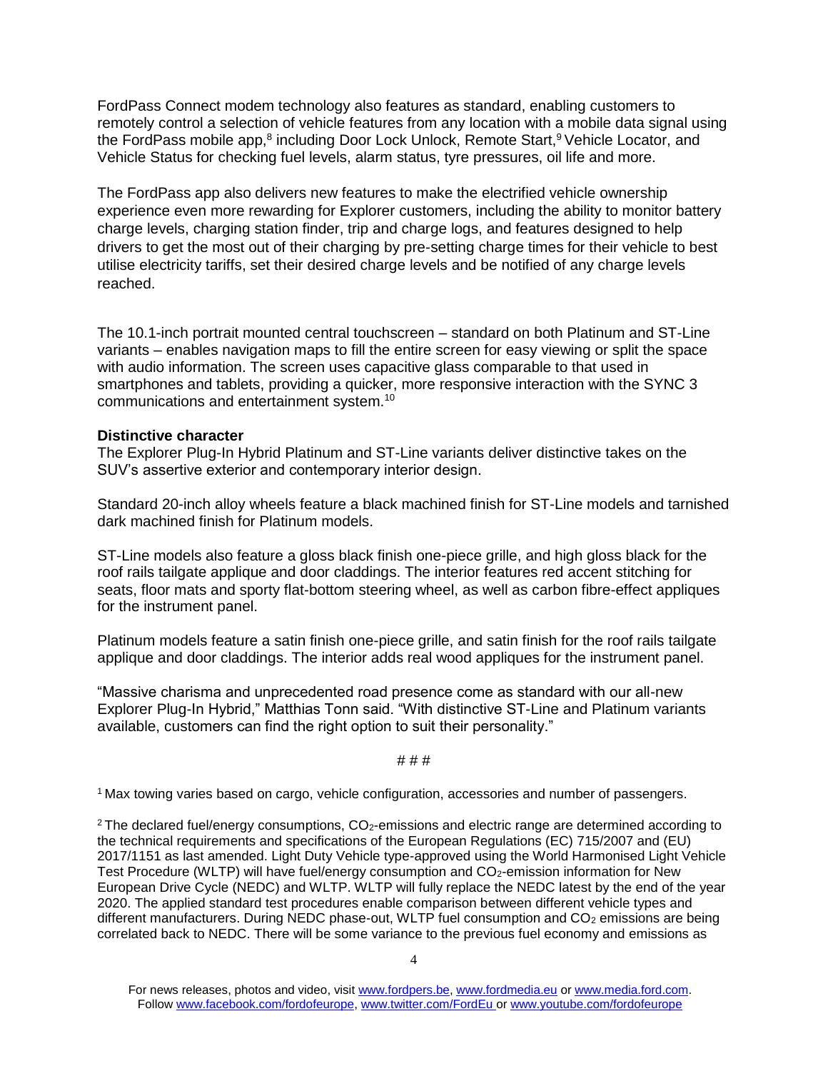FordPass Connect modem technology also features as standard, enabling customers to remotely control a selection of vehicle features from any location with a mobile data signal using the FordPass mobile app,[8] including Door Lock Unlock, Remote Start,[9] Vehicle Locator, and Vehicle Status for checking fuel levels, alarm status, tyre pressures, oil life and more.

The FordPass app also delivers new features to make the electrified vehicle ownership experience even more rewarding for Explorer customers, including the ability to monitor battery charge levels, charging station finder, trip and charge logs, and features designed to help drivers to get the most out of their charging by pre-setting charge times for their vehicle to best utilise electricity tariffs, set their desired charge levels and be notified of any charge levels reached.

The 10.1-inch portrait mounted central touchscreen – standard on both Platinum and ST-Line variants – enables navigation maps to fill the entire screen for easy viewing or split the space with audio information. The screen uses capacitive glass comparable to that used in smartphones and tablets, providing a quicker, more responsive interaction with the SYNC 3 communications and entertainment system.[10]

**Distinctive character**

The Explorer Plug-In Hybrid Platinum and ST-Line variants deliver distinctive takes on the SUV's assertive exterior and contemporary interior design.

Standard 20-inch alloy wheels feature a black machined finish for ST-Line models and tarnished dark machined finish for Platinum models.

ST-Line models also feature a gloss black finish one-piece grille, and high gloss black for the roof rails tailgate applique and door claddings. The interior features red accent stitching for seats, floor mats and sporty flat-bottom steering wheel, as well as carbon fibre-effect appliques for the instrument panel.

Platinum models feature a satin finish one-piece grille, and satin finish for the roof rails tailgate applique and door claddings. The interior adds real wood appliques for the instrument panel.

"Massive charisma and unprecedented road presence come as standard with our all-new Explorer Plug-In Hybrid," Matthias Tonn said. "With distinctive ST-Line and Platinum variants available, customers can find the right option to suit their personality."

# # #

[1] Max towing varies based on cargo, vehicle configuration, accessories and number of passengers.

[2] The declared fuel/energy consumptions, $CO_2$-emissions and electric range are determined according to the technical requirements and specifications of the European Regulations (EC) 715/2007 and (EU) 2017/1151 as last amended. Light Duty Vehicle type-approved using the World Harmonised Light Vehicle Test Procedure (WLTP) will have fuel/energy consumption and $CO_2$-emission information for New European Drive Cycle (NEDC) and WLTP. WLTP will fully replace the NEDC latest by the end of the year 2020. The applied standard test procedures enable comparison between different vehicle types and different manufacturers. During NEDC phase-out, WLTP fuel consumption and $CO_2$ emissions are being correlated back to NEDC. There will be some variance to the previous fuel economy and emissions as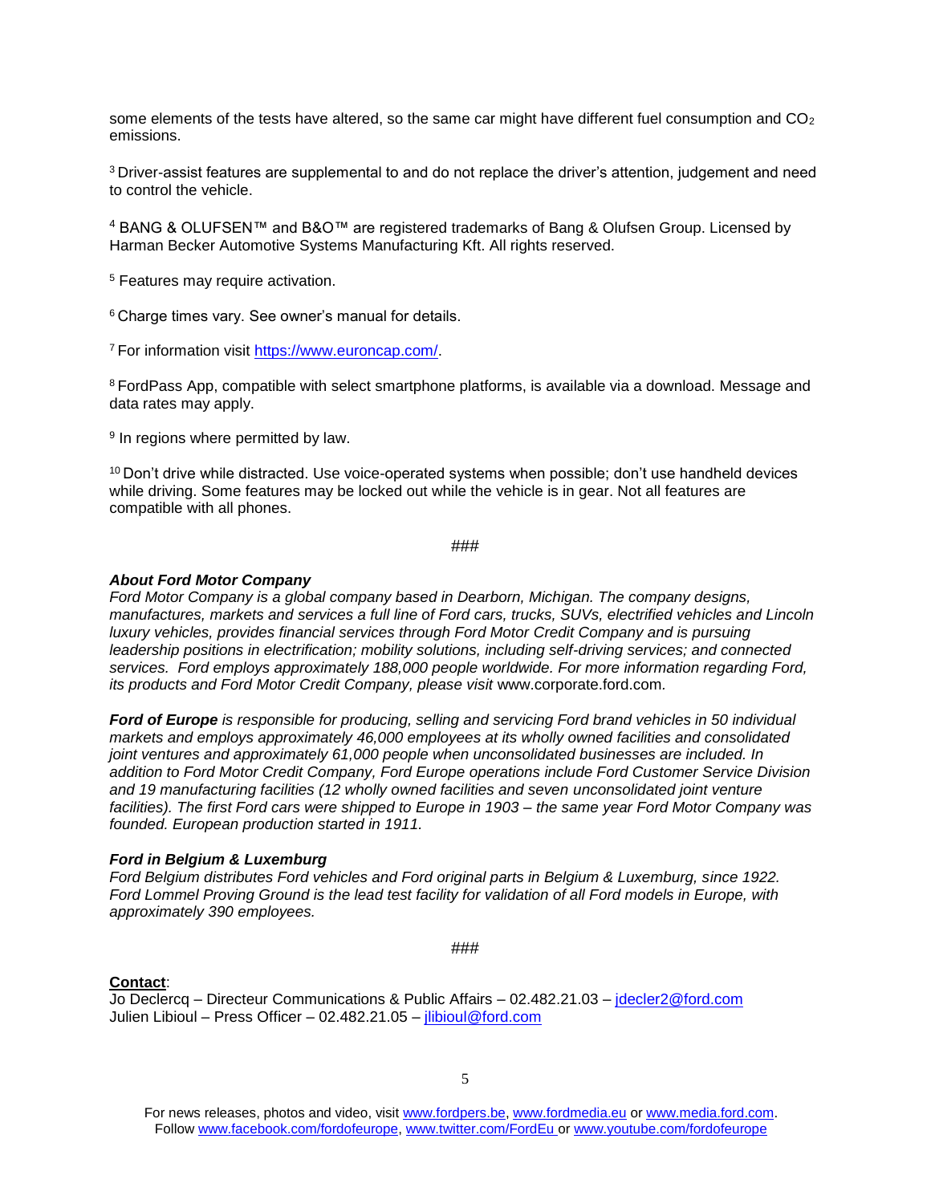some elements of the tests have altered, so the same car might have different fuel consumption and $CO_2$ emissions.

[3] Driver-assist features are supplemental to and do not replace the driver's attention, judgement and need to control the vehicle.

[4] BANG & OLUFSEN™ and B&O™ are registered trademarks of Bang & Olufsen Group. Licensed by Harman Becker Automotive Systems Manufacturing Kft. All rights reserved.

[5] Features may require activation.

[6] Charge times vary. See owner's manual for details.

[7] For information visit https://www.euroncap.com/.

[8] FordPass App, compatible with select smartphone platforms, is available via a download. Message and data rates may apply.

[9] In regions where permitted by law.

[10] Don't drive while distracted. Use voice-operated systems when possible; don't use handheld devices while driving. Some features may be locked out while the vehicle is in gear. Not all features are compatible with all phones.

###

***About Ford Motor Company***
*Ford Motor Company is a global company based in Dearborn, Michigan. The company designs, manufactures, markets and services a full line of Ford cars, trucks, SUVs, electrified vehicles and Lincoln luxury vehicles, provides financial services through Ford Motor Credit Company and is pursuing leadership positions in electrification; mobility solutions, including self-driving services; and connected services. Ford employs approximately 188,000 people worldwide. For more information regarding Ford, its products and Ford Motor Credit Company, please visit* www.corporate.ford.com.

***Ford of Europe*** *is responsible for producing, selling and servicing Ford brand vehicles in 50 individual markets and employs approximately 46,000 employees at its wholly owned facilities and consolidated joint ventures and approximately 61,000 people when unconsolidated businesses are included. In addition to Ford Motor Credit Company, Ford Europe operations include Ford Customer Service Division and 19 manufacturing facilities (12 wholly owned facilities and seven unconsolidated joint venture facilities). The first Ford cars were shipped to Europe in 1903 – the same year Ford Motor Company was founded. European production started in 1911.*

***Ford in Belgium & Luxemburg***
*Ford Belgium distributes Ford vehicles and Ford original parts in Belgium & Luxemburg, since 1922. Ford Lommel Proving Ground is the lead test facility for validation of all Ford models in Europe, with approximately 390 employees.*

###

**Contact**:
Jo Declercq – Directeur Communications & Public Affairs – 02.482.21.03 – jdecler2@ford.com
Julien Libioul – Press Officer – 02.482.21.05 – jlibioul@ford.com

For news releases, photos and video, visit www.fordpers.be, www.fordmedia.eu or www.media.ford.com.
Follow www.facebook.com/fordofeurope, www.twitter.com/FordEu or www.youtube.com/fordofeurope